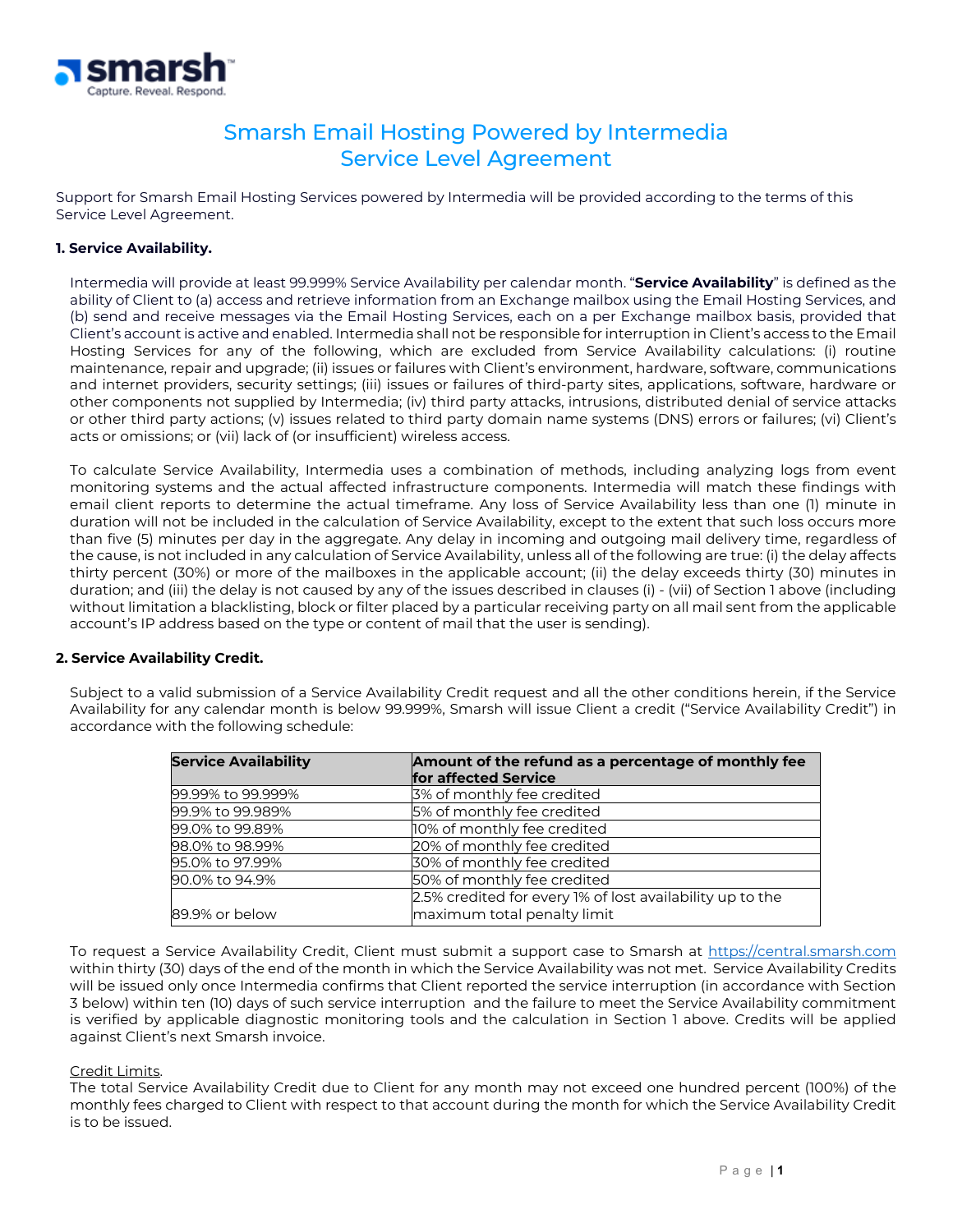# Smarsh Email Hosting Powered by Intermedia Service Level Agreement

Support for Smarsh Email Hosting Services powered by Intermedia will be provided according to the terms of this Service Level Agreement.

**1. Service Availability.**

Intermedia will provide at least 99.999% Service Availability per calendar month. "**Service Availability**" is defined as the ability of Client to (a) access and retrieve information from an Exchange mailbox using the Email Hosting Services, and (b) send and receive messages via the Email Hosting Services, each on a per Exchange mailbox basis, provided that Client's account is active and enabled. Intermedia shall not be responsible for interruption in Client's access to the Email Hosting Services for any of the following, which are excluded from Service Availability calculations: (i) routine maintenance, repair and upgrade; (ii) issues or failures with Client's environment, hardware, software, communications and internet providers, security settings; (iii) issues or failures of third-party sites, applications, software, hardware or other components not supplied by Intermedia; (iv) third party attacks, intrusions, distributed denial of service attacks or other third party actions; (v) issues related to third party domain name systems (DNS) errors or failures; (vi) Client's acts or omissions; or (vii) lack of (or insufficient) wireless access.

To calculate Service Availability, Intermedia uses a combination of methods, including analyzing logs from event monitoring systems and the actual affected infrastructure components. Intermedia will match these findings with email client reports to determine the actual timeframe. Any loss of Service Availability less than one (1) minute in duration will not be included in the calculation of Service Availability, except to the extent that such loss occurs more than five (5) minutes per day in the aggregate. Any delay in incoming and outgoing mail delivery time, regardless of the cause, is not included in any calculation of Service Availability, unless all of the following are true: (i) the delay affects thirty percent (30%) or more of the mailboxes in the applicable account; (ii) the delay exceeds thirty (30) minutes in duration; and (iii) the delay is not caused by any of the issues described in clauses (i) - (vii) of Section 1 above (including without limitation a blacklisting, block or filter placed by a particular receiving party on all mail sent from the applicable account's IP address based on the type or content of mail that the user is sending).

**2. Service Availability Credit.**

Subject to a valid submission of a Service Availability Credit request and all the other conditions herein, if the Service Availability for any calendar month is below 99.999%, Smarsh will issue Client a credit ("Service Availability Credit") in accordance with the following schedule:

| Service Availability | Amount of the refund as a percentage of monthly fee for affected Service |
|---|---|
| 99.99% to 99.999% | 3% of monthly fee credited |
| 99.9% to 99.989% | 5% of monthly fee credited |
| 99.0% to 99.89% | 10% of monthly fee credited |
| 98.0% to 98.99% | 20% of monthly fee credited |
| 95.0% to 97.99% | 30% of monthly fee credited |
| 90.0% to 94.9% | 50% of monthly fee credited |
| 89.9% or below | 2.5% credited for every 1% of lost availability up to the maximum total penalty limit |

To request a Service Availability Credit, Client must submit a support case to Smarsh at https://central.smarsh.com within thirty (30) days of the end of the month in which the Service Availability was not met. Service Availability Credits will be issued only once Intermedia confirms that Client reported the service interruption (in accordance with Section 3 below) within ten (10) days of such service interruption and the failure to meet the Service Availability commitment is verified by applicable diagnostic monitoring tools and the calculation in Section 1 above. Credits will be applied against Client's next Smarsh invoice.

Credit Limits.
The total Service Availability Credit due to Client for any month may not exceed one hundred percent (100%) of the monthly fees charged to Client with respect to that account during the month for which the Service Availability Credit is to be issued.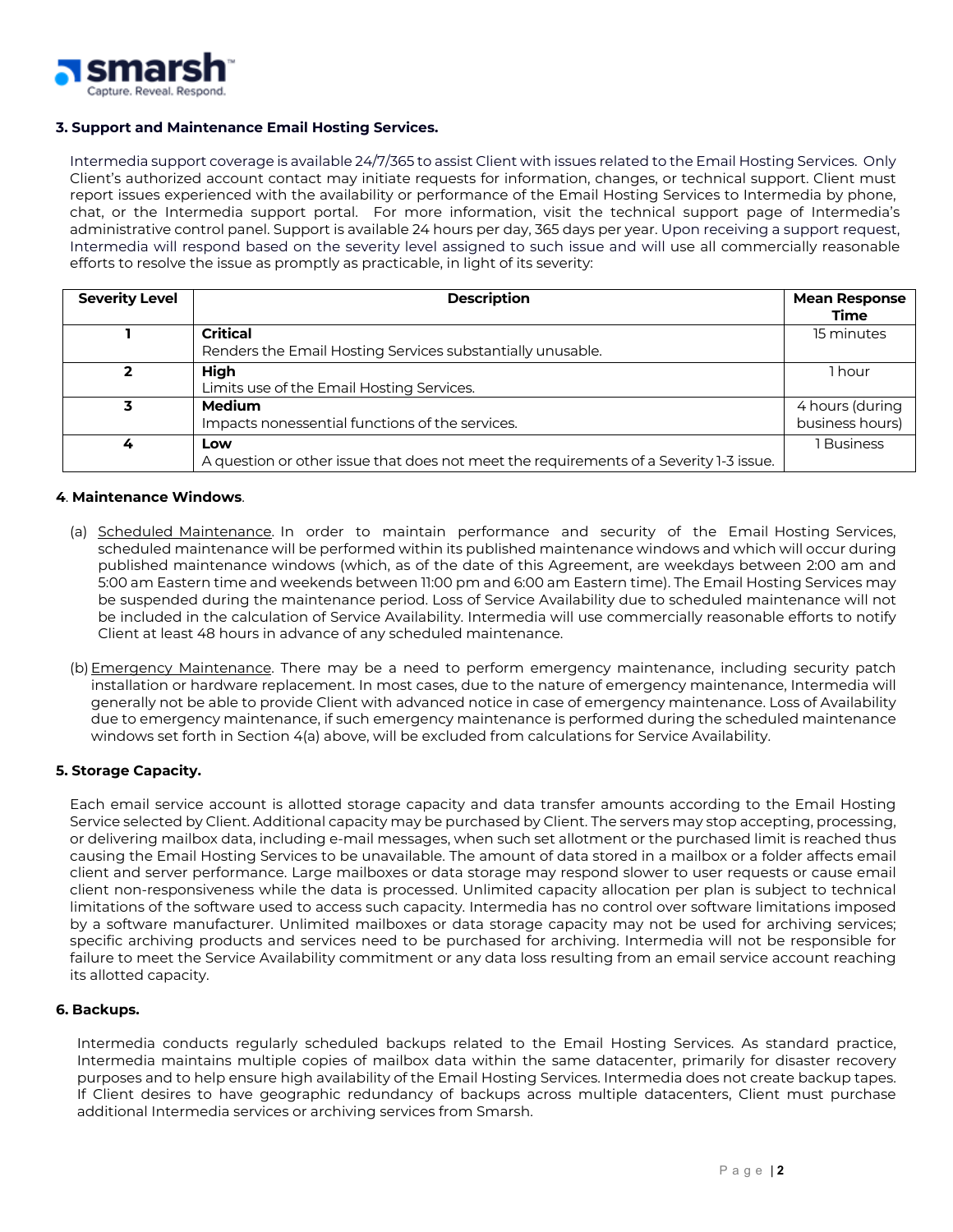### 3. Support and Maintenance Email Hosting Services.

Intermedia support coverage is available 24/7/365 to assist Client with issues related to the Email Hosting Services. Only Client's authorized account contact may initiate requests for information, changes, or technical support. Client must report issues experienced with the availability or performance of the Email Hosting Services to Intermedia by phone, chat, or the Intermedia support portal. For more information, visit the technical support page of Intermedia's administrative control panel. Support is available 24 hours per day, 365 days per year. Upon receiving a support request, Intermedia will respond based on the severity level assigned to such issue and will use all commercially reasonable efforts to resolve the issue as promptly as practicable, in light of its severity:

| Severity Level | Description | Mean Response Time |
| --- | --- | --- |
| 1 | **Critical**<br>Renders the Email Hosting Services substantially unusable. | 15 minutes |
| 2 | **High**<br>Limits use of the Email Hosting Services. | 1 hour |
| 3 | **Medium**<br>Impacts nonessential functions of the services. | 4 hours (during business hours) |
| 4 | **Low**<br>A question or other issue that does not meet the requirements of a Severity 1-3 issue. | 1 Business |

### 4. Maintenance Windows.

(a) Scheduled Maintenance. In order to maintain performance and security of the Email Hosting Services, scheduled maintenance will be performed within its published maintenance windows and which will occur during published maintenance windows (which, as of the date of this Agreement, are weekdays between 2:00 am and 5:00 am Eastern time and weekends between 11:00 pm and 6:00 am Eastern time). The Email Hosting Services may be suspended during the maintenance period. Loss of Service Availability due to scheduled maintenance will not be included in the calculation of Service Availability. Intermedia will use commercially reasonable efforts to notify Client at least 48 hours in advance of any scheduled maintenance.

(b) Emergency Maintenance. There may be a need to perform emergency maintenance, including security patch installation or hardware replacement. In most cases, due to the nature of emergency maintenance, Intermedia will generally not be able to provide Client with advanced notice in case of emergency maintenance. Loss of Availability due to emergency maintenance, if such emergency maintenance is performed during the scheduled maintenance windows set forth in Section 4(a) above, will be excluded from calculations for Service Availability.

### 5. Storage Capacity.

Each email service account is allotted storage capacity and data transfer amounts according to the Email Hosting Service selected by Client. Additional capacity may be purchased by Client. The servers may stop accepting, processing, or delivering mailbox data, including e-mail messages, when such set allotment or the purchased limit is reached thus causing the Email Hosting Services to be unavailable. The amount of data stored in a mailbox or a folder affects email client and server performance. Large mailboxes or data storage may respond slower to user requests or cause email client non-responsiveness while the data is processed. Unlimited capacity allocation per plan is subject to technical limitations of the software used to access such capacity. Intermedia has no control over software limitations imposed by a software manufacturer. Unlimited mailboxes or data storage capacity may not be used for archiving services; specific archiving products and services need to be purchased for archiving. Intermedia will not be responsible for failure to meet the Service Availability commitment or any data loss resulting from an email service account reaching its allotted capacity.

### 6. Backups.

Intermedia conducts regularly scheduled backups related to the Email Hosting Services. As standard practice, Intermedia maintains multiple copies of mailbox data within the same datacenter, primarily for disaster recovery purposes and to help ensure high availability of the Email Hosting Services. Intermedia does not create backup tapes. If Client desires to have geographic redundancy of backups across multiple datacenters, Client must purchase additional Intermedia services or archiving services from Smarsh.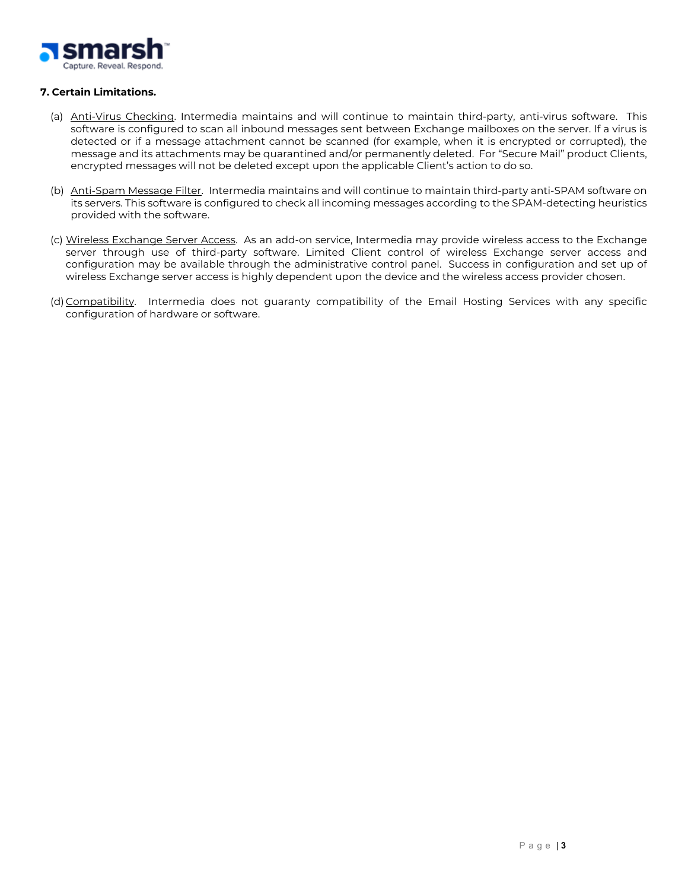**7. Certain Limitations.**

(a) Anti-Virus Checking. Intermedia maintains and will continue to maintain third-party, anti-virus software. This software is configured to scan all inbound messages sent between Exchange mailboxes on the server. If a virus is detected or if a message attachment cannot be scanned (for example, when it is encrypted or corrupted), the message and its attachments may be quarantined and/or permanently deleted. For "Secure Mail" product Clients, encrypted messages will not be deleted except upon the applicable Client's action to do so.

(b) Anti-Spam Message Filter. Intermedia maintains and will continue to maintain third-party anti-SPAM software on its servers. This software is configured to check all incoming messages according to the SPAM-detecting heuristics provided with the software.

(c) Wireless Exchange Server Access. As an add-on service, Intermedia may provide wireless access to the Exchange server through use of third-party software. Limited Client control of wireless Exchange server access and configuration may be available through the administrative control panel. Success in configuration and set up of wireless Exchange server access is highly dependent upon the device and the wireless access provider chosen.

(d) Compatibility. Intermedia does not guaranty compatibility of the Email Hosting Services with any specific configuration of hardware or software.